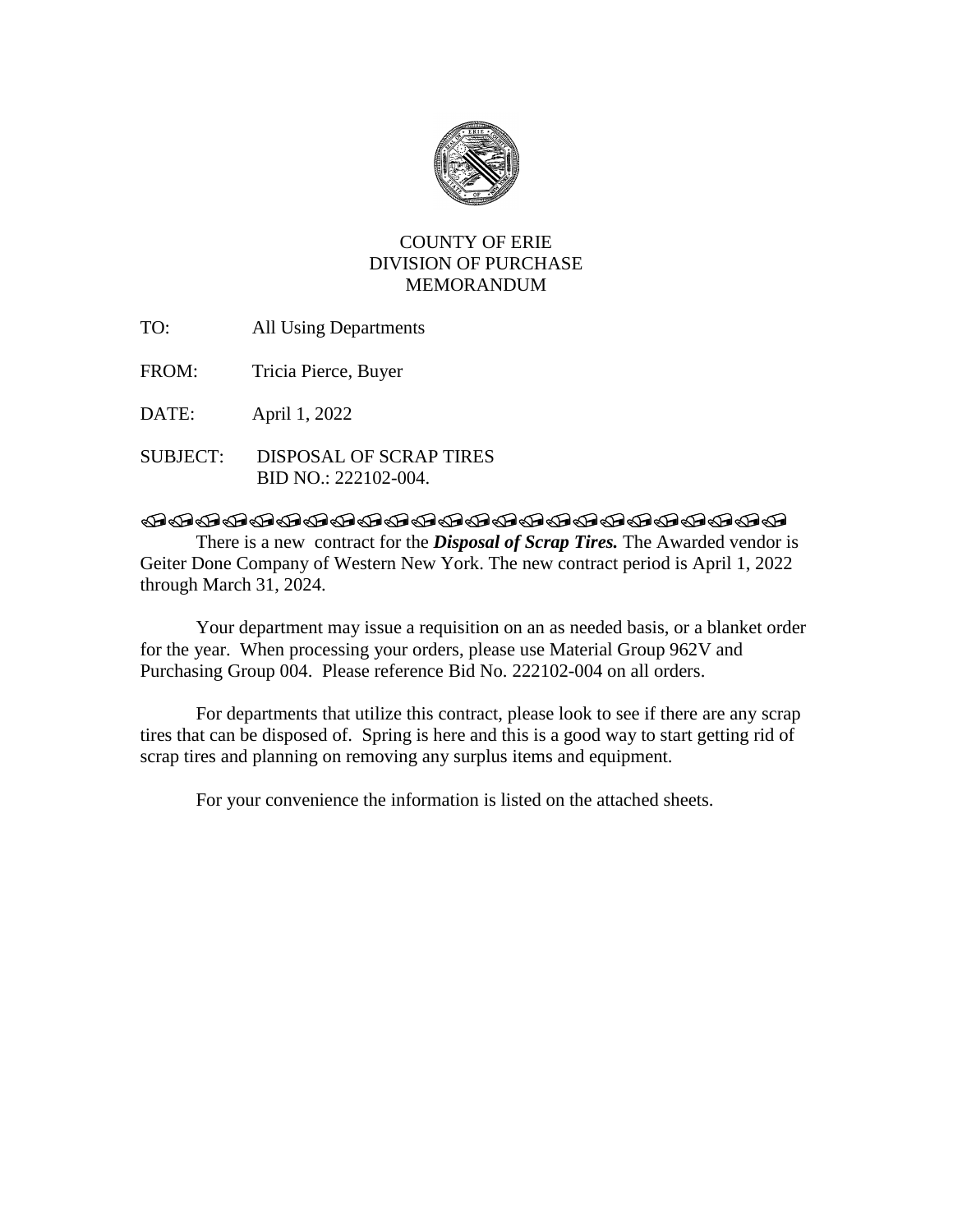# COUNTY OF ERIE
## DIVISION OF PURCHASE
## MEMORANDUM

TO: All Using Departments

FROM: Tricia Pierce, Buyer

DATE: April 1, 2022

SUBJECT: DISPOSAL OF SCRAP TIRES
BID NO.: 222102-004.

---

There is a new contract for the ***Disposal of Scrap Tires.*** The Awarded vendor is Geiter Done Company of Western New York. The new contract period is April 1, 2022 through March 31, 2024.

Your department may issue a requisition on an as needed basis, or a blanket order for the year. When processing your orders, please use Material Group 962V and Purchasing Group 004. Please reference Bid No. 222102-004 on all orders.

For departments that utilize this contract, please look to see if there are any scrap tires that can be disposed of. Spring is here and this is a good way to start getting rid of scrap tires and planning on removing any surplus items and equipment.

For your convenience the information is listed on the attached sheets.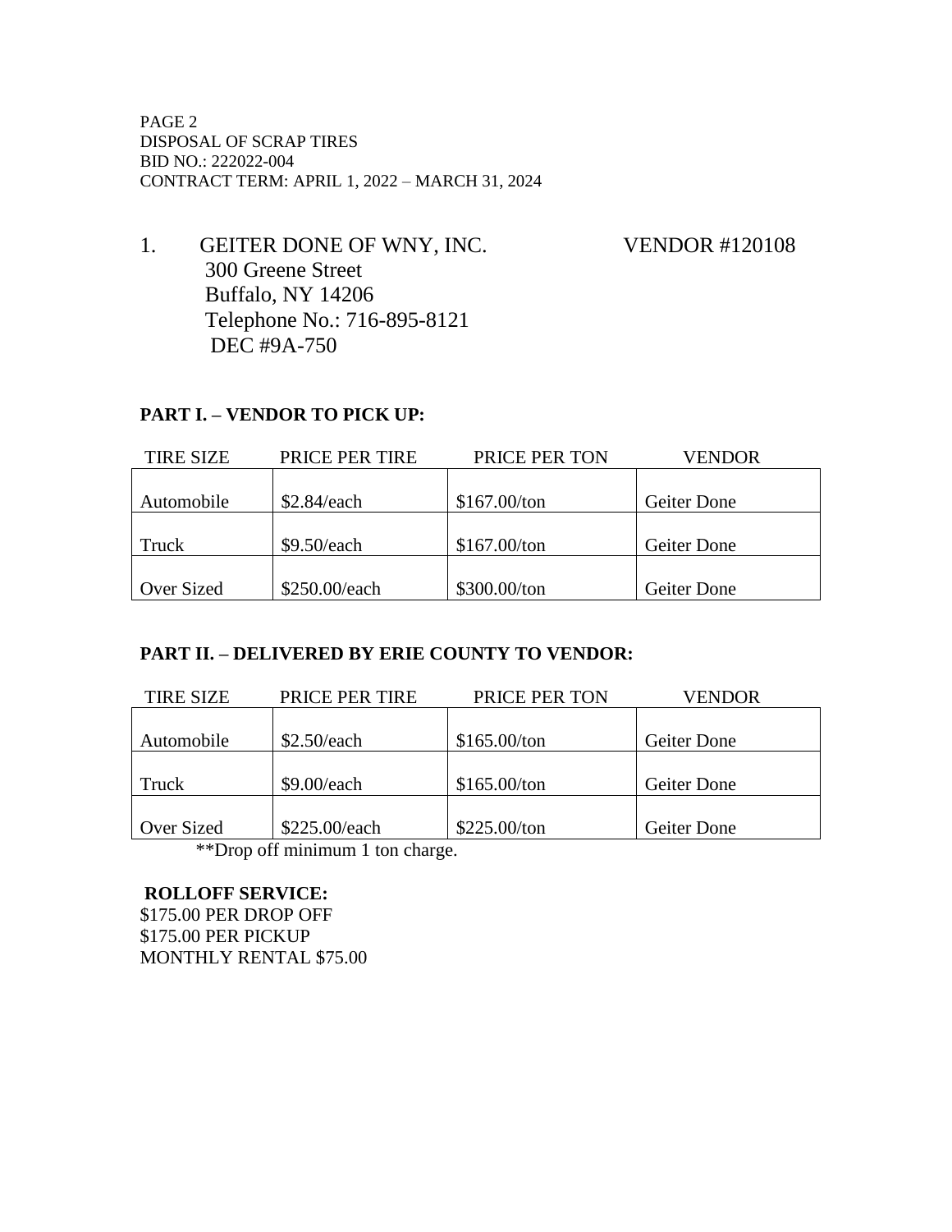PAGE 2
DISPOSAL OF SCRAP TIRES
BID NO.: 222022-004
CONTRACT TERM: APRIL 1, 2022 – MARCH 31, 2024

1. GEITER DONE OF WNY, INC. VENDOR #120108
300 Greene Street
Buffalo, NY 14206
Telephone No.: 716-895-8121
DEC #9A-750

**PART I. – VENDOR TO PICK UP:**

| TIRE SIZE | PRICE PER TIRE | PRICE PER TON | VENDOR |
|---|---|---|---|
| Automobile | $2.84/each | $167.00/ton | Geiter Done |
| Truck | $9.50/each | $167.00/ton | Geiter Done |
| Over Sized | $250.00/each | $300.00/ton | Geiter Done |

**PART II. – DELIVERED BY ERIE COUNTY TO VENDOR:**

| TIRE SIZE | PRICE PER TIRE | PRICE PER TON | VENDOR |
|---|---|---|---|
| Automobile | $2.50/each | $165.00/ton | Geiter Done |
| Truck | $9.00/each | $165.00/ton | Geiter Done |
| Over Sized | $225.00/each | $225.00/ton | Geiter Done |

**Drop off minimum 1 ton charge.

**ROLLOFF SERVICE:**
$175.00 PER DROP OFF
$175.00 PER PICKUP
MONTHLY RENTAL $75.00